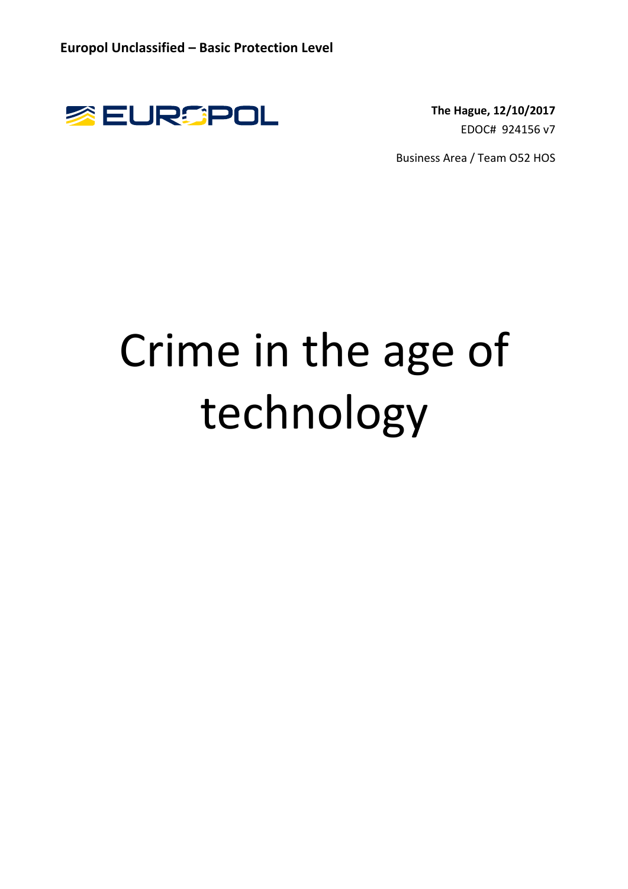**Europol Unclassified – Basic Protection Level**

EUROPOL

**The Hague, 12/10/2017**
EDOC# 924156 v7

Business Area / Team O52 HOS

# Crime in the age of technology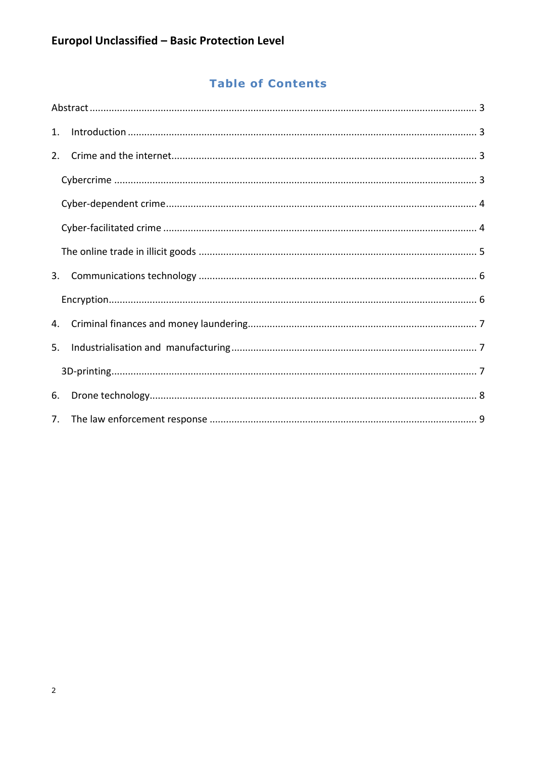## Table of Contents

- Abstract ........ 3
- 1. Introduction ........ 3
- 2. Crime and the internet ........ 3
  - Cybercrime ........ 3
  - Cyber-dependent crime ........ 4
  - Cyber-facilitated crime ........ 4
  - The online trade in illicit goods ........ 5
- 3. Communications technology ........ 6
  - Encryption ........ 6
- 4. Criminal finances and money laundering ........ 7
- 5. Industrialisation and manufacturing ........ 7
  - 3D-printing ........ 7
- 6. Drone technology ........ 8
- 7. The law enforcement response ........ 9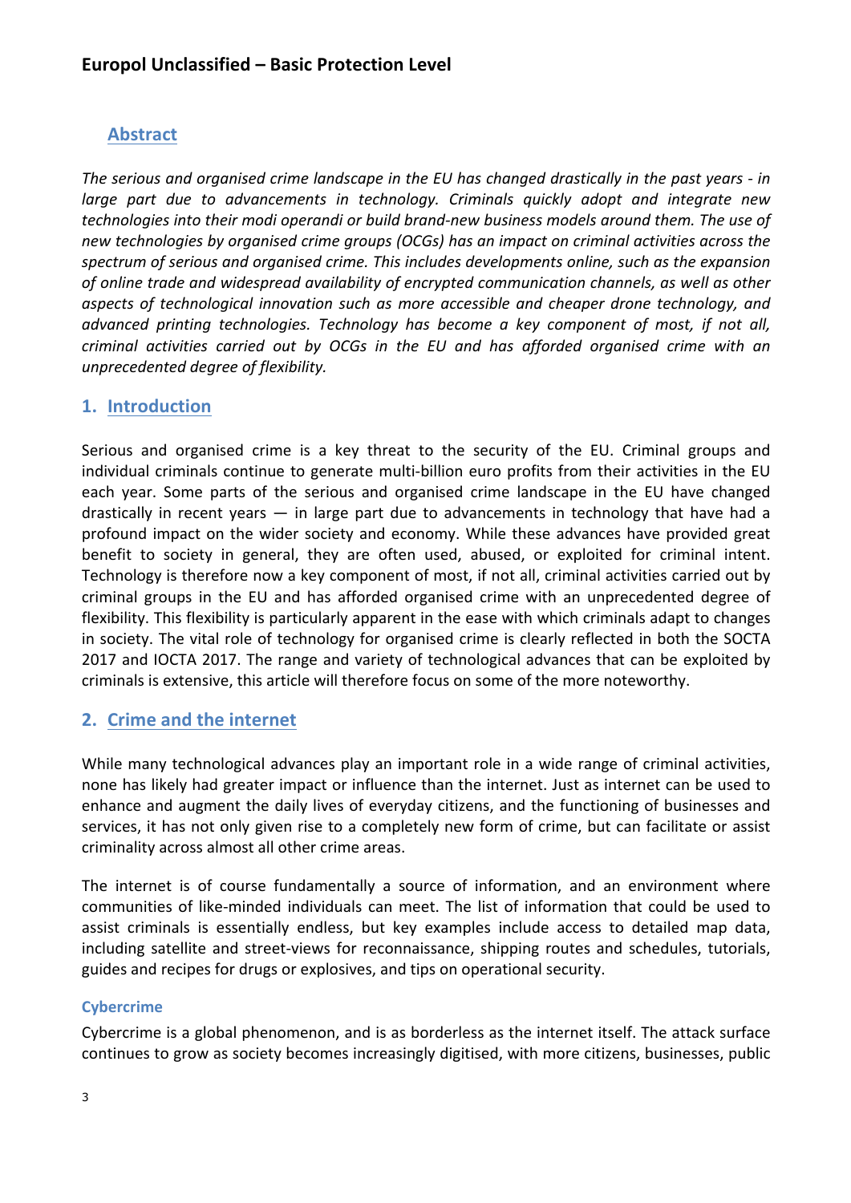## Abstract

*The serious and organised crime landscape in the EU has changed drastically in the past years - in large part due to advancements in technology. Criminals quickly adopt and integrate new technologies into their modi operandi or build brand-new business models around them. The use of new technologies by organised crime groups (OCGs) has an impact on criminal activities across the spectrum of serious and organised crime. This includes developments online, such as the expansion of online trade and widespread availability of encrypted communication channels, as well as other aspects of technological innovation such as more accessible and cheaper drone technology, and advanced printing technologies. Technology has become a key component of most, if not all, criminal activities carried out by OCGs in the EU and has afforded organised crime with an unprecedented degree of flexibility.*

## 1. Introduction

Serious and organised crime is a key threat to the security of the EU. Criminal groups and individual criminals continue to generate multi-billion euro profits from their activities in the EU each year. Some parts of the serious and organised crime landscape in the EU have changed drastically in recent years — in large part due to advancements in technology that have had a profound impact on the wider society and economy. While these advances have provided great benefit to society in general, they are often used, abused, or exploited for criminal intent. Technology is therefore now a key component of most, if not all, criminal activities carried out by criminal groups in the EU and has afforded organised crime with an unprecedented degree of flexibility. This flexibility is particularly apparent in the ease with which criminals adapt to changes in society. The vital role of technology for organised crime is clearly reflected in both the SOCTA 2017 and IOCTA 2017. The range and variety of technological advances that can be exploited by criminals is extensive, this article will therefore focus on some of the more noteworthy.

## 2. Crime and the internet

While many technological advances play an important role in a wide range of criminal activities, none has likely had greater impact or influence than the internet. Just as internet can be used to enhance and augment the daily lives of everyday citizens, and the functioning of businesses and services, it has not only given rise to a completely new form of crime, but can facilitate or assist criminality across almost all other crime areas.

The internet is of course fundamentally a source of information, and an environment where communities of like-minded individuals can meet. The list of information that could be used to assist criminals is essentially endless, but key examples include access to detailed map data, including satellite and street-views for reconnaissance, shipping routes and schedules, tutorials, guides and recipes for drugs or explosives, and tips on operational security.

### Cybercrime

Cybercrime is a global phenomenon, and is as borderless as the internet itself. The attack surface continues to grow as society becomes increasingly digitised, with more citizens, businesses, public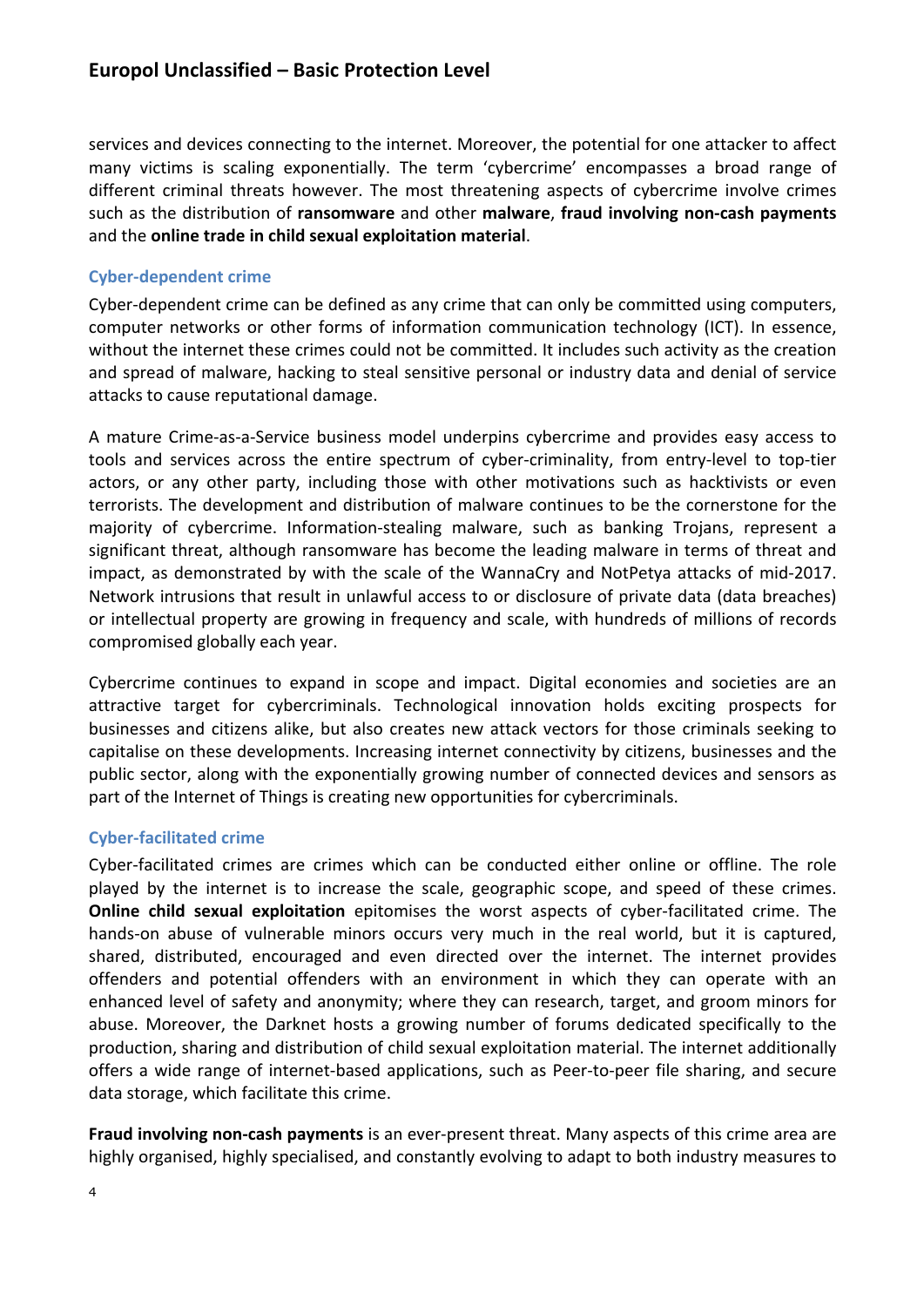services and devices connecting to the internet. Moreover, the potential for one attacker to affect many victims is scaling exponentially. The term 'cybercrime' encompasses a broad range of different criminal threats however. The most threatening aspects of cybercrime involve crimes such as the distribution of **ransomware** and other **malware**, **fraud involving non-cash payments** and the **online trade in child sexual exploitation material**.

### Cyber-dependent crime

Cyber-dependent crime can be defined as any crime that can only be committed using computers, computer networks or other forms of information communication technology (ICT). In essence, without the internet these crimes could not be committed. It includes such activity as the creation and spread of malware, hacking to steal sensitive personal or industry data and denial of service attacks to cause reputational damage.

A mature Crime-as-a-Service business model underpins cybercrime and provides easy access to tools and services across the entire spectrum of cyber-criminality, from entry-level to top-tier actors, or any other party, including those with other motivations such as hacktivists or even terrorists. The development and distribution of malware continues to be the cornerstone for the majority of cybercrime. Information-stealing malware, such as banking Trojans, represent a significant threat, although ransomware has become the leading malware in terms of threat and impact, as demonstrated by with the scale of the WannaCry and NotPetya attacks of mid-2017. Network intrusions that result in unlawful access to or disclosure of private data (data breaches) or intellectual property are growing in frequency and scale, with hundreds of millions of records compromised globally each year.

Cybercrime continues to expand in scope and impact. Digital economies and societies are an attractive target for cybercriminals. Technological innovation holds exciting prospects for businesses and citizens alike, but also creates new attack vectors for those criminals seeking to capitalise on these developments. Increasing internet connectivity by citizens, businesses and the public sector, along with the exponentially growing number of connected devices and sensors as part of the Internet of Things is creating new opportunities for cybercriminals.

### Cyber-facilitated crime

Cyber-facilitated crimes are crimes which can be conducted either online or offline. The role played by the internet is to increase the scale, geographic scope, and speed of these crimes. **Online child sexual exploitation** epitomises the worst aspects of cyber-facilitated crime. The hands-on abuse of vulnerable minors occurs very much in the real world, but it is captured, shared, distributed, encouraged and even directed over the internet. The internet provides offenders and potential offenders with an environment in which they can operate with an enhanced level of safety and anonymity; where they can research, target, and groom minors for abuse. Moreover, the Darknet hosts a growing number of forums dedicated specifically to the production, sharing and distribution of child sexual exploitation material. The internet additionally offers a wide range of internet-based applications, such as Peer-to-peer file sharing, and secure data storage, which facilitate this crime.

**Fraud involving non-cash payments** is an ever-present threat. Many aspects of this crime area are highly organised, highly specialised, and constantly evolving to adapt to both industry measures to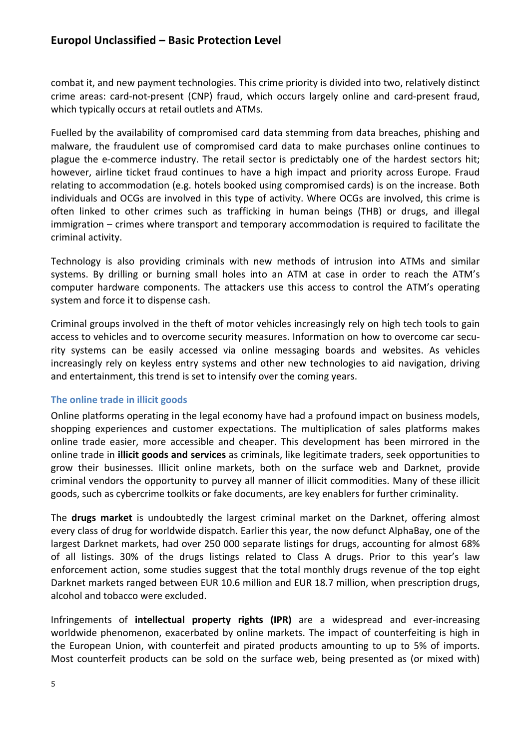combat it, and new payment technologies. This crime priority is divided into two, relatively distinct crime areas: card-not-present (CNP) fraud, which occurs largely online and card-present fraud, which typically occurs at retail outlets and ATMs.

Fuelled by the availability of compromised card data stemming from data breaches, phishing and malware, the fraudulent use of compromised card data to make purchases online continues to plague the e-commerce industry. The retail sector is predictably one of the hardest sectors hit; however, airline ticket fraud continues to have a high impact and priority across Europe. Fraud relating to accommodation (e.g. hotels booked using compromised cards) is on the increase. Both individuals and OCGs are involved in this type of activity. Where OCGs are involved, this crime is often linked to other crimes such as trafficking in human beings (THB) or drugs, and illegal immigration – crimes where transport and temporary accommodation is required to facilitate the criminal activity.

Technology is also providing criminals with new methods of intrusion into ATMs and similar systems. By drilling or burning small holes into an ATM at case in order to reach the ATM's computer hardware components. The attackers use this access to control the ATM's operating system and force it to dispense cash.

Criminal groups involved in the theft of motor vehicles increasingly rely on high tech tools to gain access to vehicles and to overcome security measures. Information on how to overcome car security systems can be easily accessed via online messaging boards and websites. As vehicles increasingly rely on keyless entry systems and other new technologies to aid navigation, driving and entertainment, this trend is set to intensify over the coming years.

### The online trade in illicit goods

Online platforms operating in the legal economy have had a profound impact on business models, shopping experiences and customer expectations. The multiplication of sales platforms makes online trade easier, more accessible and cheaper. This development has been mirrored in the online trade in **illicit goods and services** as criminals, like legitimate traders, seek opportunities to grow their businesses. Illicit online markets, both on the surface web and Darknet, provide criminal vendors the opportunity to purvey all manner of illicit commodities. Many of these illicit goods, such as cybercrime toolkits or fake documents, are key enablers for further criminality.

The **drugs market** is undoubtedly the largest criminal market on the Darknet, offering almost every class of drug for worldwide dispatch. Earlier this year, the now defunct AlphaBay, one of the largest Darknet markets, had over 250 000 separate listings for drugs, accounting for almost 68% of all listings. 30% of the drugs listings related to Class A drugs. Prior to this year's law enforcement action, some studies suggest that the total monthly drugs revenue of the top eight Darknet markets ranged between EUR 10.6 million and EUR 18.7 million, when prescription drugs, alcohol and tobacco were excluded.

Infringements of **intellectual property rights (IPR)** are a widespread and ever-increasing worldwide phenomenon, exacerbated by online markets. The impact of counterfeiting is high in the European Union, with counterfeit and pirated products amounting to up to 5% of imports. Most counterfeit products can be sold on the surface web, being presented as (or mixed with)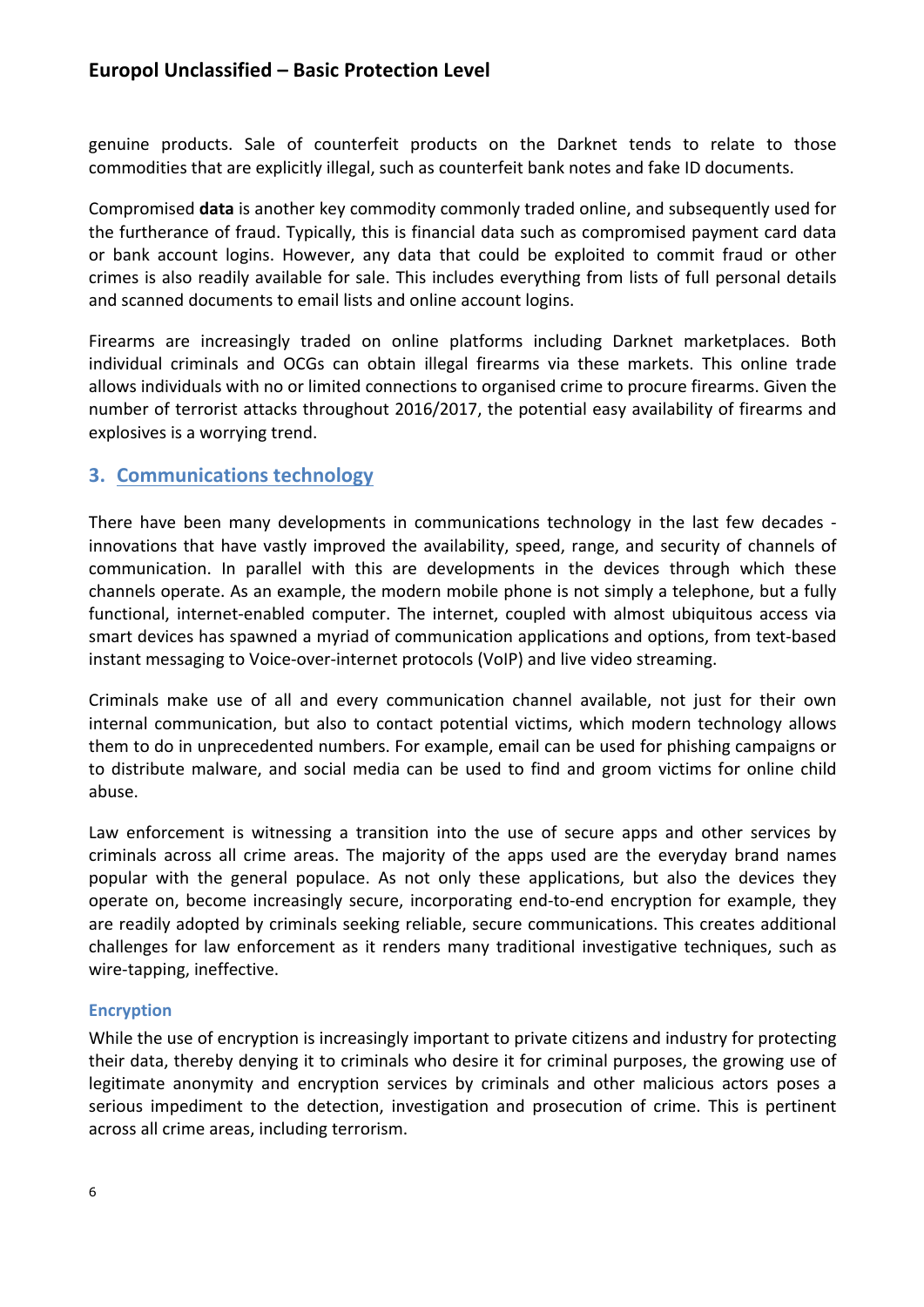genuine products. Sale of counterfeit products on the Darknet tends to relate to those commodities that are explicitly illegal, such as counterfeit bank notes and fake ID documents.

Compromised **data** is another key commodity commonly traded online, and subsequently used for the furtherance of fraud. Typically, this is financial data such as compromised payment card data or bank account logins. However, any data that could be exploited to commit fraud or other crimes is also readily available for sale. This includes everything from lists of full personal details and scanned documents to email lists and online account logins.

Firearms are increasingly traded on online platforms including Darknet marketplaces. Both individual criminals and OCGs can obtain illegal firearms via these markets. This online trade allows individuals with no or limited connections to organised crime to procure firearms. Given the number of terrorist attacks throughout 2016/2017, the potential easy availability of firearms and explosives is a worrying trend.

## 3. Communications technology

There have been many developments in communications technology in the last few decades - innovations that have vastly improved the availability, speed, range, and security of channels of communication. In parallel with this are developments in the devices through which these channels operate. As an example, the modern mobile phone is not simply a telephone, but a fully functional, internet-enabled computer. The internet, coupled with almost ubiquitous access via smart devices has spawned a myriad of communication applications and options, from text-based instant messaging to Voice-over-internet protocols (VoIP) and live video streaming.

Criminals make use of all and every communication channel available, not just for their own internal communication, but also to contact potential victims, which modern technology allows them to do in unprecedented numbers. For example, email can be used for phishing campaigns or to distribute malware, and social media can be used to find and groom victims for online child abuse.

Law enforcement is witnessing a transition into the use of secure apps and other services by criminals across all crime areas. The majority of the apps used are the everyday brand names popular with the general populace. As not only these applications, but also the devices they operate on, become increasingly secure, incorporating end-to-end encryption for example, they are readily adopted by criminals seeking reliable, secure communications. This creates additional challenges for law enforcement as it renders many traditional investigative techniques, such as wire-tapping, ineffective.

### Encryption

While the use of encryption is increasingly important to private citizens and industry for protecting their data, thereby denying it to criminals who desire it for criminal purposes, the growing use of legitimate anonymity and encryption services by criminals and other malicious actors poses a serious impediment to the detection, investigation and prosecution of crime. This is pertinent across all crime areas, including terrorism.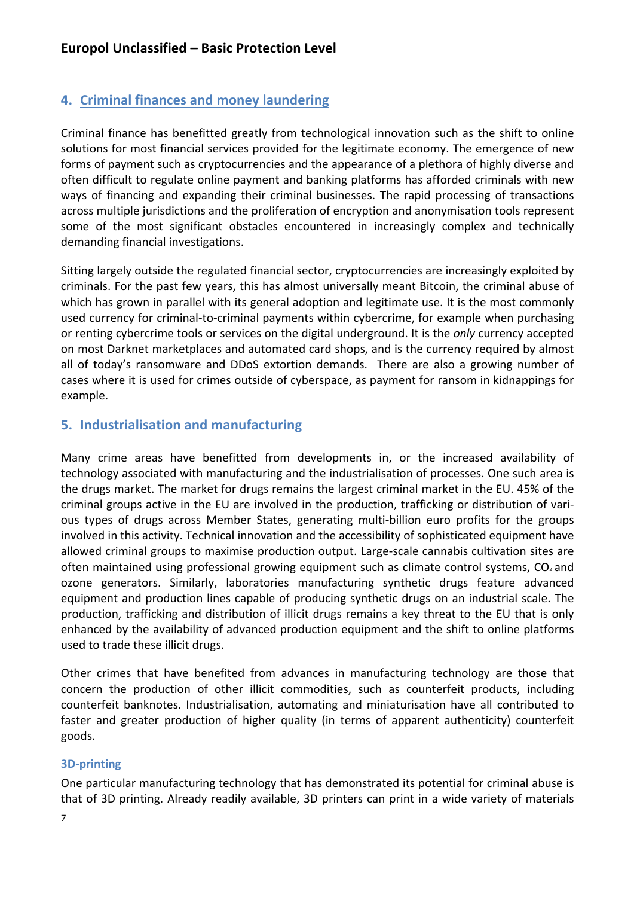## 4. Criminal finances and money laundering

Criminal finance has benefitted greatly from technological innovation such as the shift to online solutions for most financial services provided for the legitimate economy. The emergence of new forms of payment such as cryptocurrencies and the appearance of a plethora of highly diverse and often difficult to regulate online payment and banking platforms has afforded criminals with new ways of financing and expanding their criminal businesses. The rapid processing of transactions across multiple jurisdictions and the proliferation of encryption and anonymisation tools represent some of the most significant obstacles encountered in increasingly complex and technically demanding financial investigations.

Sitting largely outside the regulated financial sector, cryptocurrencies are increasingly exploited by criminals. For the past few years, this has almost universally meant Bitcoin, the criminal abuse of which has grown in parallel with its general adoption and legitimate use. It is the most commonly used currency for criminal-to-criminal payments within cybercrime, for example when purchasing or renting cybercrime tools or services on the digital underground. It is the *only* currency accepted on most Darknet marketplaces and automated card shops, and is the currency required by almost all of today's ransomware and DDoS extortion demands. There are also a growing number of cases where it is used for crimes outside of cyberspace, as payment for ransom in kidnappings for example.

## 5. Industrialisation and manufacturing

Many crime areas have benefitted from developments in, or the increased availability of technology associated with manufacturing and the industrialisation of processes. One such area is the drugs market. The market for drugs remains the largest criminal market in the EU. 45% of the criminal groups active in the EU are involved in the production, trafficking or distribution of various types of drugs across Member States, generating multi-billion euro profits for the groups involved in this activity. Technical innovation and the accessibility of sophisticated equipment have allowed criminal groups to maximise production output. Large-scale cannabis cultivation sites are often maintained using professional growing equipment such as climate control systems, $CO_2$ and ozone generators. Similarly, laboratories manufacturing synthetic drugs feature advanced equipment and production lines capable of producing synthetic drugs on an industrial scale. The production, trafficking and distribution of illicit drugs remains a key threat to the EU that is only enhanced by the availability of advanced production equipment and the shift to online platforms used to trade these illicit drugs.

Other crimes that have benefited from advances in manufacturing technology are those that concern the production of other illicit commodities, such as counterfeit products, including counterfeit banknotes. Industrialisation, automating and miniaturisation have all contributed to faster and greater production of higher quality (in terms of apparent authenticity) counterfeit goods.

### 3D-printing

One particular manufacturing technology that has demonstrated its potential for criminal abuse is that of 3D printing. Already readily available, 3D printers can print in a wide variety of materials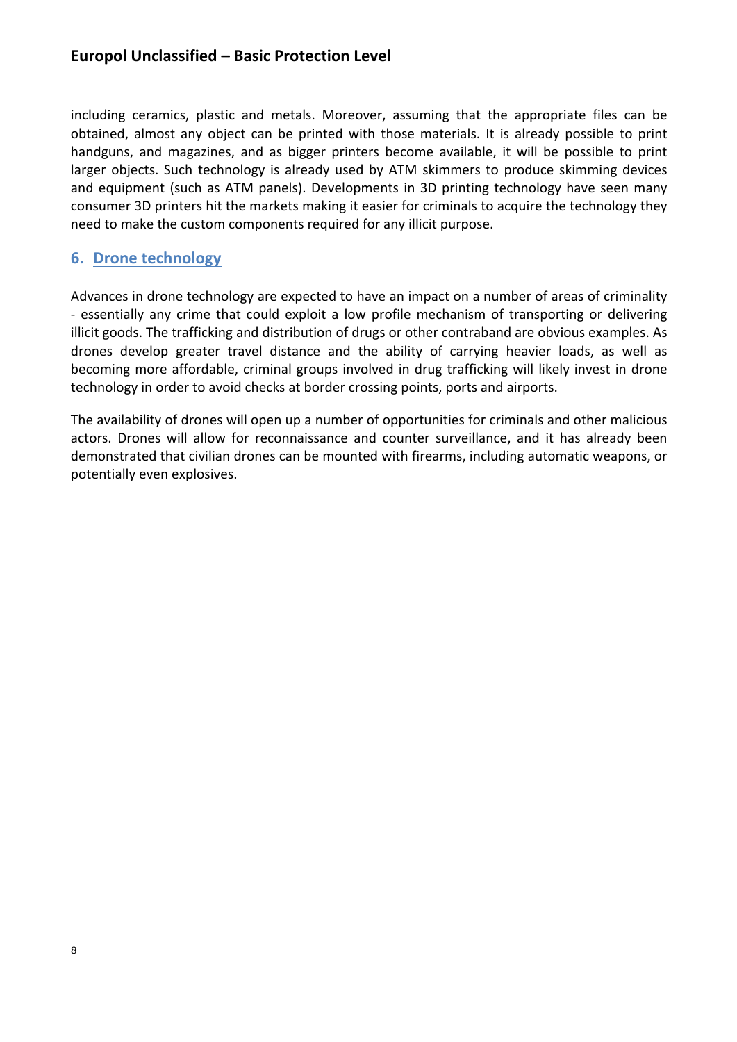including ceramics, plastic and metals. Moreover, assuming that the appropriate files can be obtained, almost any object can be printed with those materials. It is already possible to print handguns, and magazines, and as bigger printers become available, it will be possible to print larger objects. Such technology is already used by ATM skimmers to produce skimming devices and equipment (such as ATM panels). Developments in 3D printing technology have seen many consumer 3D printers hit the markets making it easier for criminals to acquire the technology they need to make the custom components required for any illicit purpose.

## 6. Drone technology

Advances in drone technology are expected to have an impact on a number of areas of criminality - essentially any crime that could exploit a low profile mechanism of transporting or delivering illicit goods. The trafficking and distribution of drugs or other contraband are obvious examples. As drones develop greater travel distance and the ability of carrying heavier loads, as well as becoming more affordable, criminal groups involved in drug trafficking will likely invest in drone technology in order to avoid checks at border crossing points, ports and airports.

The availability of drones will open up a number of opportunities for criminals and other malicious actors. Drones will allow for reconnaissance and counter surveillance, and it has already been demonstrated that civilian drones can be mounted with firearms, including automatic weapons, or potentially even explosives.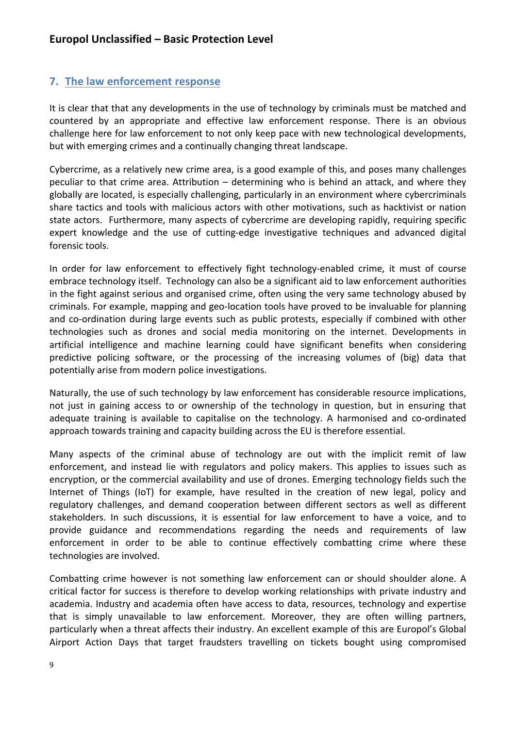## 7. The law enforcement response

It is clear that that any developments in the use of technology by criminals must be matched and countered by an appropriate and effective law enforcement response. There is an obvious challenge here for law enforcement to not only keep pace with new technological developments, but with emerging crimes and a continually changing threat landscape.

Cybercrime, as a relatively new crime area, is a good example of this, and poses many challenges peculiar to that crime area. Attribution – determining who is behind an attack, and where they globally are located, is especially challenging, particularly in an environment where cybercriminals share tactics and tools with malicious actors with other motivations, such as hacktivist or nation state actors. Furthermore, many aspects of cybercrime are developing rapidly, requiring specific expert knowledge and the use of cutting-edge investigative techniques and advanced digital forensic tools.

In order for law enforcement to effectively fight technology-enabled crime, it must of course embrace technology itself. Technology can also be a significant aid to law enforcement authorities in the fight against serious and organised crime, often using the very same technology abused by criminals. For example, mapping and geo-location tools have proved to be invaluable for planning and co-ordination during large events such as public protests, especially if combined with other technologies such as drones and social media monitoring on the internet. Developments in artificial intelligence and machine learning could have significant benefits when considering predictive policing software, or the processing of the increasing volumes of (big) data that potentially arise from modern police investigations.

Naturally, the use of such technology by law enforcement has considerable resource implications, not just in gaining access to or ownership of the technology in question, but in ensuring that adequate training is available to capitalise on the technology. A harmonised and co-ordinated approach towards training and capacity building across the EU is therefore essential.

Many aspects of the criminal abuse of technology are out with the implicit remit of law enforcement, and instead lie with regulators and policy makers. This applies to issues such as encryption, or the commercial availability and use of drones. Emerging technology fields such the Internet of Things (IoT) for example, have resulted in the creation of new legal, policy and regulatory challenges, and demand cooperation between different sectors as well as different stakeholders. In such discussions, it is essential for law enforcement to have a voice, and to provide guidance and recommendations regarding the needs and requirements of law enforcement in order to be able to continue effectively combatting crime where these technologies are involved.

Combatting crime however is not something law enforcement can or should shoulder alone. A critical factor for success is therefore to develop working relationships with private industry and academia. Industry and academia often have access to data, resources, technology and expertise that is simply unavailable to law enforcement. Moreover, they are often willing partners, particularly when a threat affects their industry. An excellent example of this are Europol's Global Airport Action Days that target fraudsters travelling on tickets bought using compromised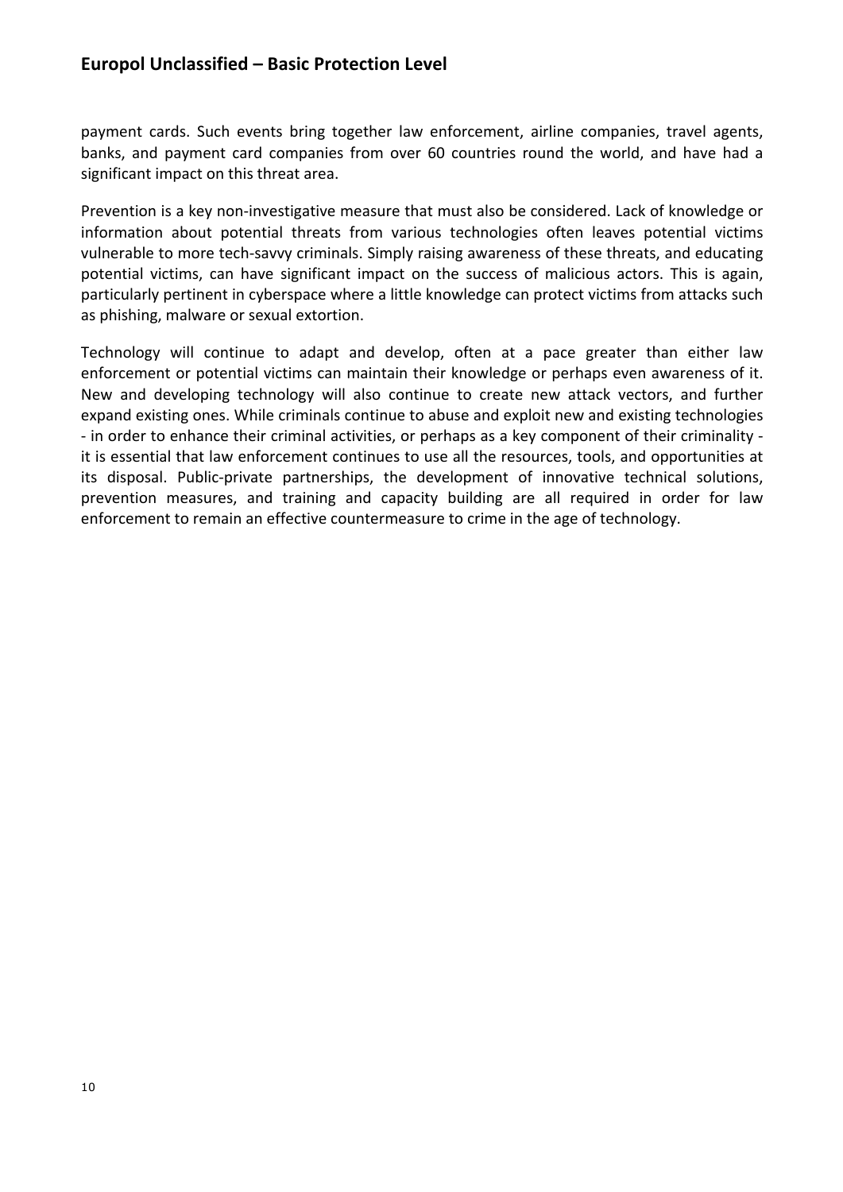payment cards. Such events bring together law enforcement, airline companies, travel agents, banks, and payment card companies from over 60 countries round the world, and have had a significant impact on this threat area.

Prevention is a key non-investigative measure that must also be considered. Lack of knowledge or information about potential threats from various technologies often leaves potential victims vulnerable to more tech-savvy criminals. Simply raising awareness of these threats, and educating potential victims, can have significant impact on the success of malicious actors. This is again, particularly pertinent in cyberspace where a little knowledge can protect victims from attacks such as phishing, malware or sexual extortion.

Technology will continue to adapt and develop, often at a pace greater than either law enforcement or potential victims can maintain their knowledge or perhaps even awareness of it. New and developing technology will also continue to create new attack vectors, and further expand existing ones. While criminals continue to abuse and exploit new and existing technologies - in order to enhance their criminal activities, or perhaps as a key component of their criminality - it is essential that law enforcement continues to use all the resources, tools, and opportunities at its disposal. Public-private partnerships, the development of innovative technical solutions, prevention measures, and training and capacity building are all required in order for law enforcement to remain an effective countermeasure to crime in the age of technology.